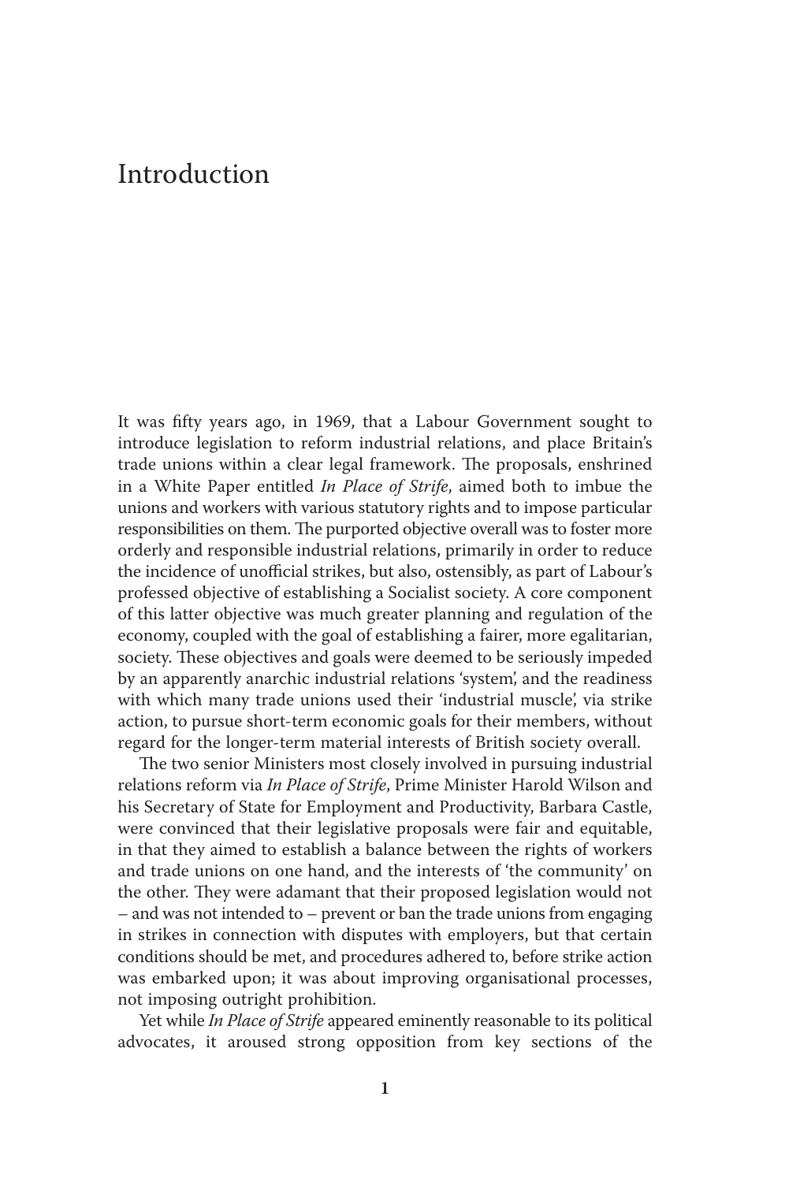# Introduction

It was fifty years ago, in 1969, that a Labour Government sought to introduce legislation to reform industrial relations, and place Britain's trade unions within a clear legal framework. The proposals, enshrined in a White Paper entitled *In Place of Strife*, aimed both to imbue the unions and workers with various statutory rights and to impose particular responsibilities on them. The purported objective overall was to foster more orderly and responsible industrial relations, primarily in order to reduce the incidence of unofficial strikes, but also, ostensibly, as part of Labour's professed objective of establishing a Socialist society. A core component of this latter objective was much greater planning and regulation of the economy, coupled with the goal of establishing a fairer, more egalitarian, society. These objectives and goals were deemed to be seriously impeded by an apparently anarchic industrial relations 'system', and the readiness with which many trade unions used their 'industrial muscle', via strike action, to pursue short-term economic goals for their members, without regard for the longer-term material interests of British society overall.

The two senior Ministers most closely involved in pursuing industrial relations reform via *In Place of Strife*, Prime Minister Harold Wilson and his Secretary of State for Employment and Productivity, Barbara Castle, were convinced that their legislative proposals were fair and equitable, in that they aimed to establish a balance between the rights of workers and trade unions on one hand, and the interests of 'the community' on the other. They were adamant that their proposed legislation would not – and was not intended to – prevent or ban the trade unions from engaging in strikes in connection with disputes with employers, but that certain conditions should be met, and procedures adhered to, before strike action was embarked upon; it was about improving organisational processes, not imposing outright prohibition.

Yet while *In Place of Strife* appeared eminently reasonable to its political advocates, it aroused strong opposition from key sections of the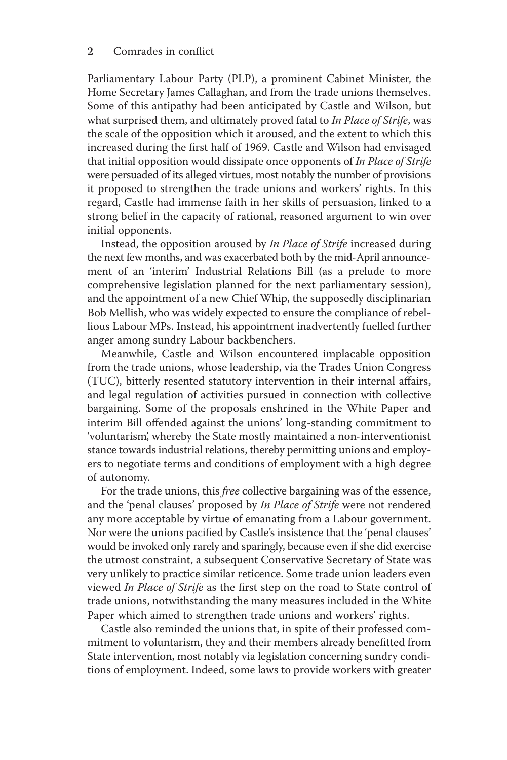Parliamentary Labour Party (PLP), a prominent Cabinet Minister, the Home Secretary James Callaghan, and from the trade unions themselves. Some of this antipathy had been anticipated by Castle and Wilson, but what surprised them, and ultimately proved fatal to *In Place of Strife*, was the scale of the opposition which it aroused, and the extent to which this increased during the first half of 1969. Castle and Wilson had envisaged that initial opposition would dissipate once opponents of *In Place of Strife* were persuaded of its alleged virtues, most notably the number of provisions it proposed to strengthen the trade unions and workers' rights. In this regard, Castle had immense faith in her skills of persuasion, linked to a strong belief in the capacity of rational, reasoned argument to win over initial opponents.

Instead, the opposition aroused by *In Place of Strife* increased during the next few months, and was exacerbated both by the mid-April announcement of an 'interim' Industrial Relations Bill (as a prelude to more comprehensive legislation planned for the next parliamentary session), and the appointment of a new Chief Whip, the supposedly disciplinarian Bob Mellish, who was widely expected to ensure the compliance of rebellious Labour MPs. Instead, his appointment inadvertently fuelled further anger among sundry Labour backbenchers.

Meanwhile, Castle and Wilson encountered implacable opposition from the trade unions, whose leadership, via the Trades Union Congress (TUC), bitterly resented statutory intervention in their internal affairs, and legal regulation of activities pursued in connection with collective bargaining. Some of the proposals enshrined in the White Paper and interim Bill offended against the unions' long-standing commitment to 'voluntarism', whereby the State mostly maintained a non-interventionist stance towards industrial relations, thereby permitting unions and employers to negotiate terms and conditions of employment with a high degree of autonomy.

For the trade unions, this *free* collective bargaining was of the essence, and the 'penal clauses' proposed by *In Place of Strife* were not rendered any more acceptable by virtue of emanating from a Labour government. Nor were the unions pacified by Castle's insistence that the 'penal clauses' would be invoked only rarely and sparingly, because even if she did exercise the utmost constraint, a subsequent Conservative Secretary of State was very unlikely to practice similar reticence. Some trade union leaders even viewed *In Place of Strife* as the first step on the road to State control of trade unions, notwithstanding the many measures included in the White Paper which aimed to strengthen trade unions and workers' rights.

Castle also reminded the unions that, in spite of their professed commitment to voluntarism, they and their members already benefitted from State intervention, most notably via legislation concerning sundry conditions of employment. Indeed, some laws to provide workers with greater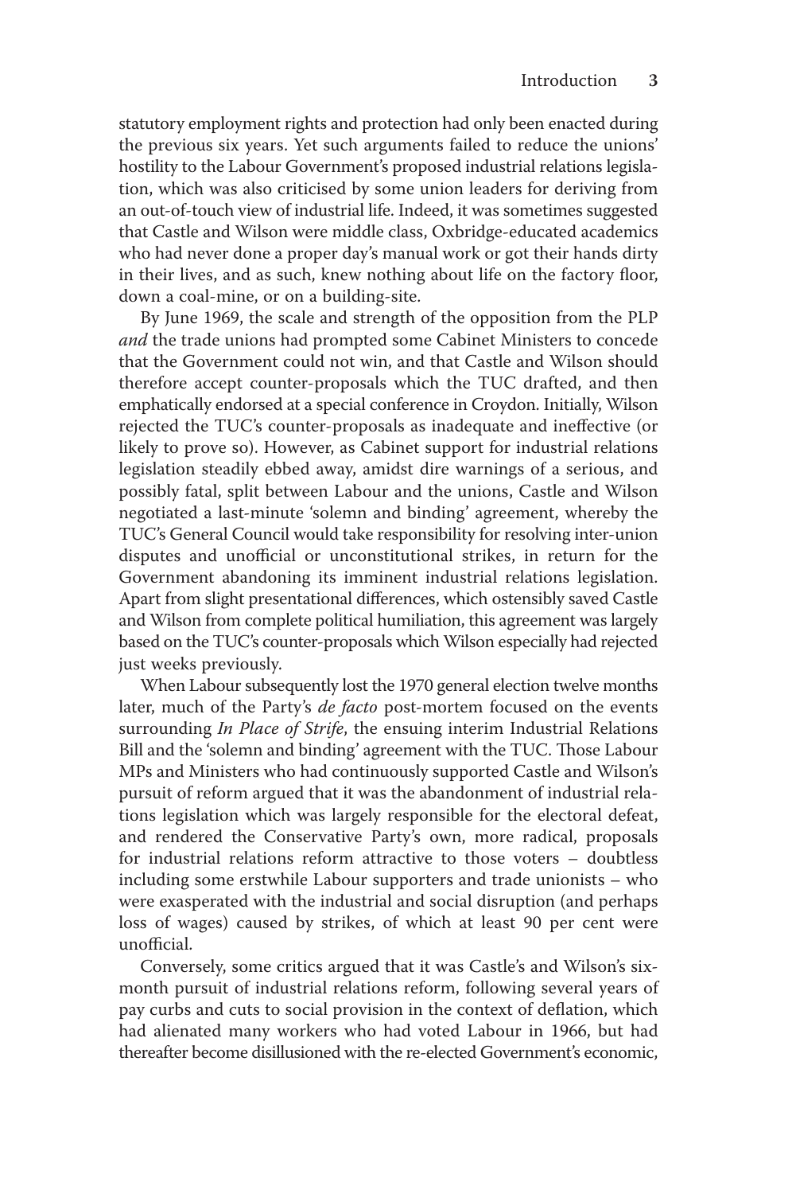statutory employment rights and protection had only been enacted during the previous six years. Yet such arguments failed to reduce the unions' hostility to the Labour Government's proposed industrial relations legislation, which was also criticised by some union leaders for deriving from an out-of-touch view of industrial life. Indeed, it was sometimes suggested that Castle and Wilson were middle class, Oxbridge-educated academics who had never done a proper day's manual work or got their hands dirty in their lives, and as such, knew nothing about life on the factory floor, down a coal-mine, or on a building-site.

By June 1969, the scale and strength of the opposition from the PLP *and* the trade unions had prompted some Cabinet Ministers to concede that the Government could not win, and that Castle and Wilson should therefore accept counter-proposals which the TUC drafted, and then emphatically endorsed at a special conference in Croydon. Initially, Wilson rejected the TUC's counter-proposals as inadequate and ineffective (or likely to prove so). However, as Cabinet support for industrial relations legislation steadily ebbed away, amidst dire warnings of a serious, and possibly fatal, split between Labour and the unions, Castle and Wilson negotiated a last-minute 'solemn and binding' agreement, whereby the TUC's General Council would take responsibility for resolving inter-union disputes and unofficial or unconstitutional strikes, in return for the Government abandoning its imminent industrial relations legislation. Apart from slight presentational differences, which ostensibly saved Castle and Wilson from complete political humiliation, this agreement was largely based on the TUC's counter-proposals which Wilson especially had rejected just weeks previously.

When Labour subsequently lost the 1970 general election twelve months later, much of the Party's *de facto* post-mortem focused on the events surrounding *In Place of Strife*, the ensuing interim Industrial Relations Bill and the 'solemn and binding' agreement with the TUC. Those Labour MPs and Ministers who had continuously supported Castle and Wilson's pursuit of reform argued that it was the abandonment of industrial relations legislation which was largely responsible for the electoral defeat, and rendered the Conservative Party's own, more radical, proposals for industrial relations reform attractive to those voters – doubtless including some erstwhile Labour supporters and trade unionists – who were exasperated with the industrial and social disruption (and perhaps loss of wages) caused by strikes, of which at least 90 per cent were unofficial.

Conversely, some critics argued that it was Castle's and Wilson's six-month pursuit of industrial relations reform, following several years of pay curbs and cuts to social provision in the context of deflation, which had alienated many workers who had voted Labour in 1966, but had thereafter become disillusioned with the re-elected Government's economic,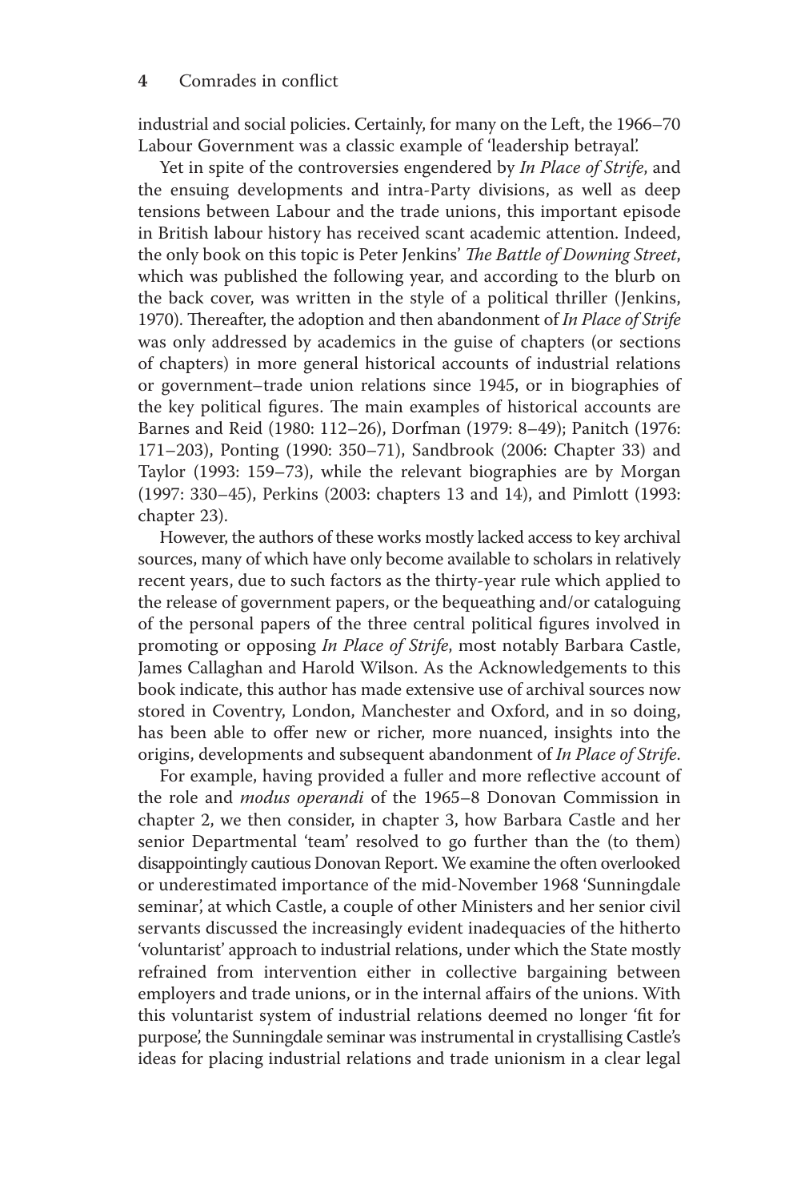industrial and social policies. Certainly, for many on the Left, the 1966–70 Labour Government was a classic example of 'leadership betrayal'.

Yet in spite of the controversies engendered by *In Place of Strife*, and the ensuing developments and intra-Party divisions, as well as deep tensions between Labour and the trade unions, this important episode in British labour history has received scant academic attention. Indeed, the only book on this topic is Peter Jenkins' *The Battle of Downing Street*, which was published the following year, and according to the blurb on the back cover, was written in the style of a political thriller (Jenkins, 1970). Thereafter, the adoption and then abandonment of *In Place of Strife* was only addressed by academics in the guise of chapters (or sections of chapters) in more general historical accounts of industrial relations or government–trade union relations since 1945, or in biographies of the key political figures. The main examples of historical accounts are Barnes and Reid (1980: 112–26), Dorfman (1979: 8–49); Panitch (1976: 171–203), Ponting (1990: 350–71), Sandbrook (2006: Chapter 33) and Taylor (1993: 159–73), while the relevant biographies are by Morgan (1997: 330–45), Perkins (2003: chapters 13 and 14), and Pimlott (1993: chapter 23).

However, the authors of these works mostly lacked access to key archival sources, many of which have only become available to scholars in relatively recent years, due to such factors as the thirty-year rule which applied to the release of government papers, or the bequeathing and/or cataloguing of the personal papers of the three central political figures involved in promoting or opposing *In Place of Strife*, most notably Barbara Castle, James Callaghan and Harold Wilson. As the Acknowledgements to this book indicate, this author has made extensive use of archival sources now stored in Coventry, London, Manchester and Oxford, and in so doing, has been able to offer new or richer, more nuanced, insights into the origins, developments and subsequent abandonment of *In Place of Strife*.

For example, having provided a fuller and more reflective account of the role and *modus operandi* of the 1965–8 Donovan Commission in chapter 2, we then consider, in chapter 3, how Barbara Castle and her senior Departmental 'team' resolved to go further than the (to them) disappointingly cautious Donovan Report. We examine the often overlooked or underestimated importance of the mid-November 1968 'Sunningdale seminar', at which Castle, a couple of other Ministers and her senior civil servants discussed the increasingly evident inadequacies of the hitherto 'voluntarist' approach to industrial relations, under which the State mostly refrained from intervention either in collective bargaining between employers and trade unions, or in the internal affairs of the unions. With this voluntarist system of industrial relations deemed no longer 'fit for purpose', the Sunningdale seminar was instrumental in crystallising Castle's ideas for placing industrial relations and trade unionism in a clear legal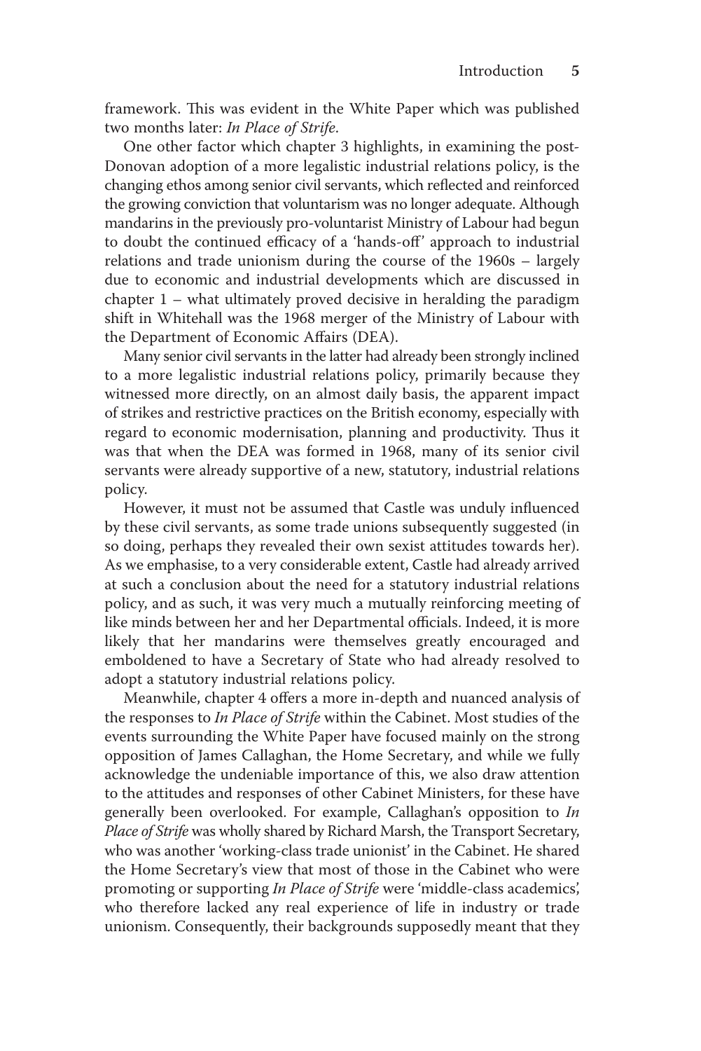framework. This was evident in the White Paper which was published two months later: *In Place of Strife*.

One other factor which chapter 3 highlights, in examining the post-Donovan adoption of a more legalistic industrial relations policy, is the changing ethos among senior civil servants, which reflected and reinforced the growing conviction that voluntarism was no longer adequate. Although mandarins in the previously pro-voluntarist Ministry of Labour had begun to doubt the continued efficacy of a 'hands-off' approach to industrial relations and trade unionism during the course of the 1960s – largely due to economic and industrial developments which are discussed in chapter 1 – what ultimately proved decisive in heralding the paradigm shift in Whitehall was the 1968 merger of the Ministry of Labour with the Department of Economic Affairs (DEA).

Many senior civil servants in the latter had already been strongly inclined to a more legalistic industrial relations policy, primarily because they witnessed more directly, on an almost daily basis, the apparent impact of strikes and restrictive practices on the British economy, especially with regard to economic modernisation, planning and productivity. Thus it was that when the DEA was formed in 1968, many of its senior civil servants were already supportive of a new, statutory, industrial relations policy.

However, it must not be assumed that Castle was unduly influenced by these civil servants, as some trade unions subsequently suggested (in so doing, perhaps they revealed their own sexist attitudes towards her). As we emphasise, to a very considerable extent, Castle had already arrived at such a conclusion about the need for a statutory industrial relations policy, and as such, it was very much a mutually reinforcing meeting of like minds between her and her Departmental officials. Indeed, it is more likely that her mandarins were themselves greatly encouraged and emboldened to have a Secretary of State who had already resolved to adopt a statutory industrial relations policy.

Meanwhile, chapter 4 offers a more in-depth and nuanced analysis of the responses to *In Place of Strife* within the Cabinet. Most studies of the events surrounding the White Paper have focused mainly on the strong opposition of James Callaghan, the Home Secretary, and while we fully acknowledge the undeniable importance of this, we also draw attention to the attitudes and responses of other Cabinet Ministers, for these have generally been overlooked. For example, Callaghan's opposition to *In Place of Strife* was wholly shared by Richard Marsh, the Transport Secretary, who was another 'working-class trade unionist' in the Cabinet. He shared the Home Secretary's view that most of those in the Cabinet who were promoting or supporting *In Place of Strife* were 'middle-class academics', who therefore lacked any real experience of life in industry or trade unionism. Consequently, their backgrounds supposedly meant that they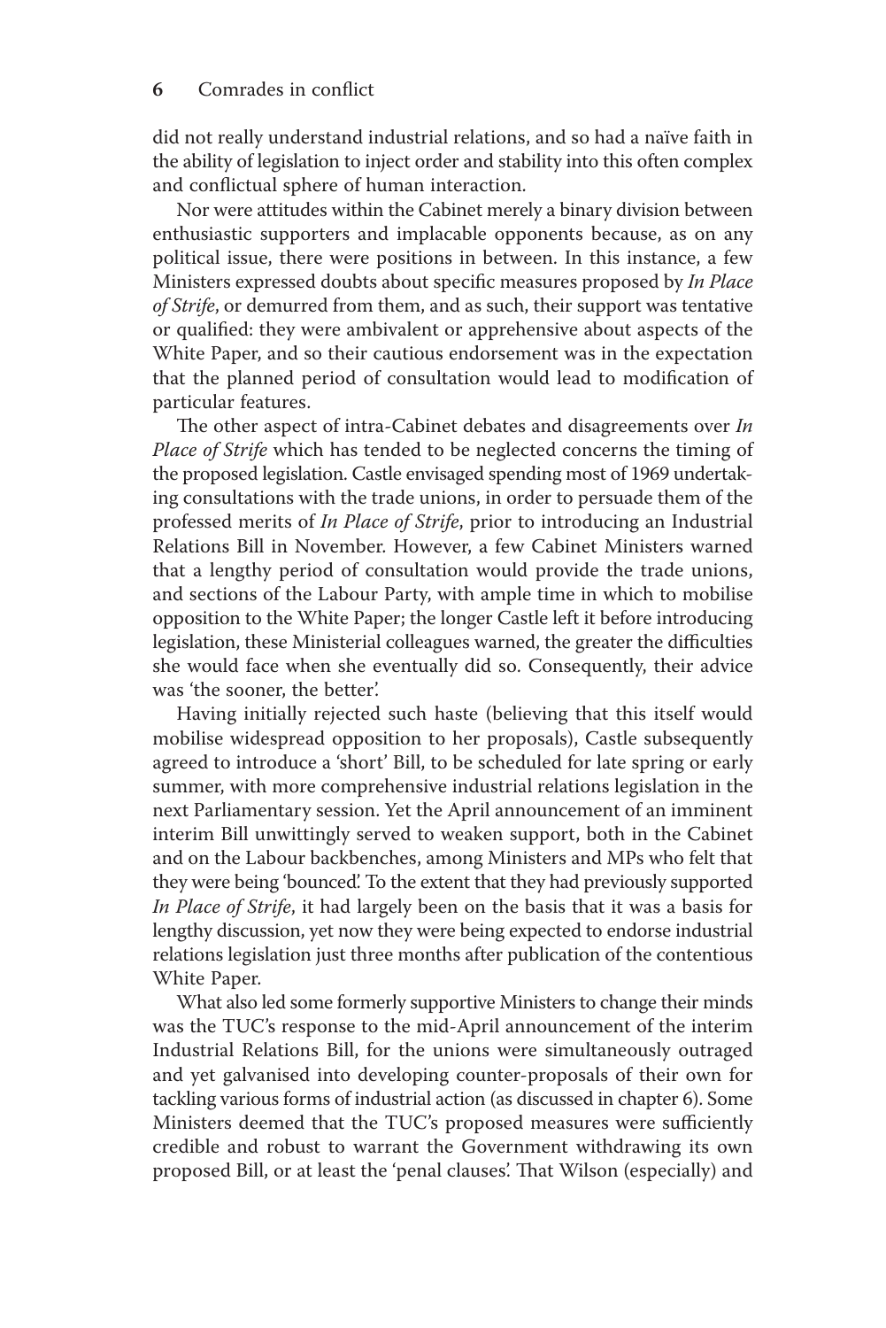did not really understand industrial relations, and so had a naïve faith in the ability of legislation to inject order and stability into this often complex and conflictual sphere of human interaction.

Nor were attitudes within the Cabinet merely a binary division between enthusiastic supporters and implacable opponents because, as on any political issue, there were positions in between. In this instance, a few Ministers expressed doubts about specific measures proposed by *In Place of Strife*, or demurred from them, and as such, their support was tentative or qualified: they were ambivalent or apprehensive about aspects of the White Paper, and so their cautious endorsement was in the expectation that the planned period of consultation would lead to modification of particular features.

The other aspect of intra-Cabinet debates and disagreements over *In Place of Strife* which has tended to be neglected concerns the timing of the proposed legislation. Castle envisaged spending most of 1969 undertaking consultations with the trade unions, in order to persuade them of the professed merits of *In Place of Strife*, prior to introducing an Industrial Relations Bill in November. However, a few Cabinet Ministers warned that a lengthy period of consultation would provide the trade unions, and sections of the Labour Party, with ample time in which to mobilise opposition to the White Paper; the longer Castle left it before introducing legislation, these Ministerial colleagues warned, the greater the difficulties she would face when she eventually did so. Consequently, their advice was 'the sooner, the better'.

Having initially rejected such haste (believing that this itself would mobilise widespread opposition to her proposals), Castle subsequently agreed to introduce a 'short' Bill, to be scheduled for late spring or early summer, with more comprehensive industrial relations legislation in the next Parliamentary session. Yet the April announcement of an imminent interim Bill unwittingly served to weaken support, both in the Cabinet and on the Labour backbenches, among Ministers and MPs who felt that they were being 'bounced'. To the extent that they had previously supported *In Place of Strife*, it had largely been on the basis that it was a basis for lengthy discussion, yet now they were being expected to endorse industrial relations legislation just three months after publication of the contentious White Paper.

What also led some formerly supportive Ministers to change their minds was the TUC's response to the mid-April announcement of the interim Industrial Relations Bill, for the unions were simultaneously outraged and yet galvanised into developing counter-proposals of their own for tackling various forms of industrial action (as discussed in chapter 6). Some Ministers deemed that the TUC's proposed measures were sufficiently credible and robust to warrant the Government withdrawing its own proposed Bill, or at least the 'penal clauses'. That Wilson (especially) and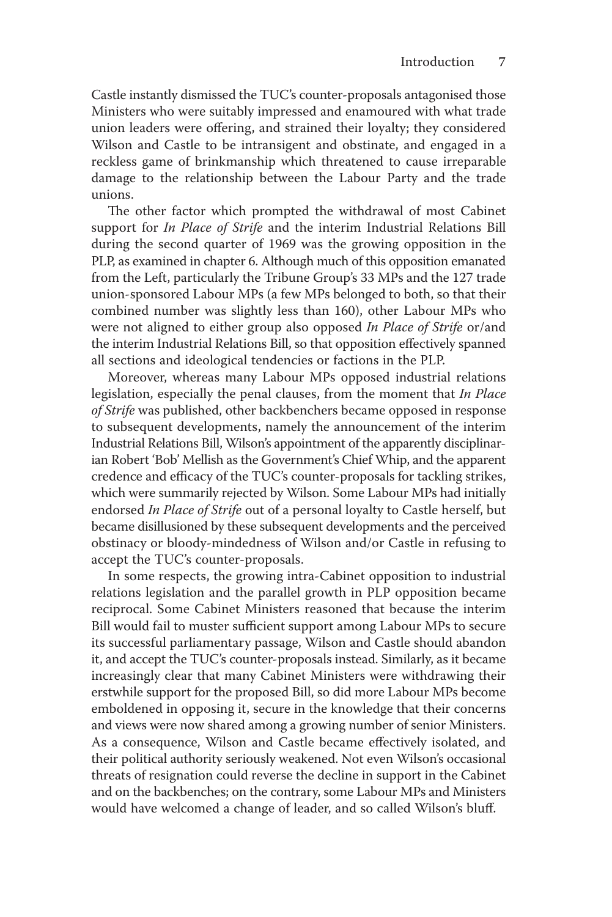Castle instantly dismissed the TUC's counter-proposals antagonised those Ministers who were suitably impressed and enamoured with what trade union leaders were offering, and strained their loyalty; they considered Wilson and Castle to be intransigent and obstinate, and engaged in a reckless game of brinkmanship which threatened to cause irreparable damage to the relationship between the Labour Party and the trade unions.

The other factor which prompted the withdrawal of most Cabinet support for *In Place of Strife* and the interim Industrial Relations Bill during the second quarter of 1969 was the growing opposition in the PLP, as examined in chapter 6. Although much of this opposition emanated from the Left, particularly the Tribune Group's 33 MPs and the 127 trade union-sponsored Labour MPs (a few MPs belonged to both, so that their combined number was slightly less than 160), other Labour MPs who were not aligned to either group also opposed *In Place of Strife* or/and the interim Industrial Relations Bill, so that opposition effectively spanned all sections and ideological tendencies or factions in the PLP.

Moreover, whereas many Labour MPs opposed industrial relations legislation, especially the penal clauses, from the moment that *In Place of Strife* was published, other backbenchers became opposed in response to subsequent developments, namely the announcement of the interim Industrial Relations Bill, Wilson's appointment of the apparently disciplinarian Robert 'Bob' Mellish as the Government's Chief Whip, and the apparent credence and efficacy of the TUC's counter-proposals for tackling strikes, which were summarily rejected by Wilson. Some Labour MPs had initially endorsed *In Place of Strife* out of a personal loyalty to Castle herself, but became disillusioned by these subsequent developments and the perceived obstinacy or bloody-mindedness of Wilson and/or Castle in refusing to accept the TUC's counter-proposals.

In some respects, the growing intra-Cabinet opposition to industrial relations legislation and the parallel growth in PLP opposition became reciprocal. Some Cabinet Ministers reasoned that because the interim Bill would fail to muster sufficient support among Labour MPs to secure its successful parliamentary passage, Wilson and Castle should abandon it, and accept the TUC's counter-proposals instead. Similarly, as it became increasingly clear that many Cabinet Ministers were withdrawing their erstwhile support for the proposed Bill, so did more Labour MPs become emboldened in opposing it, secure in the knowledge that their concerns and views were now shared among a growing number of senior Ministers. As a consequence, Wilson and Castle became effectively isolated, and their political authority seriously weakened. Not even Wilson's occasional threats of resignation could reverse the decline in support in the Cabinet and on the backbenches; on the contrary, some Labour MPs and Ministers would have welcomed a change of leader, and so called Wilson's bluff.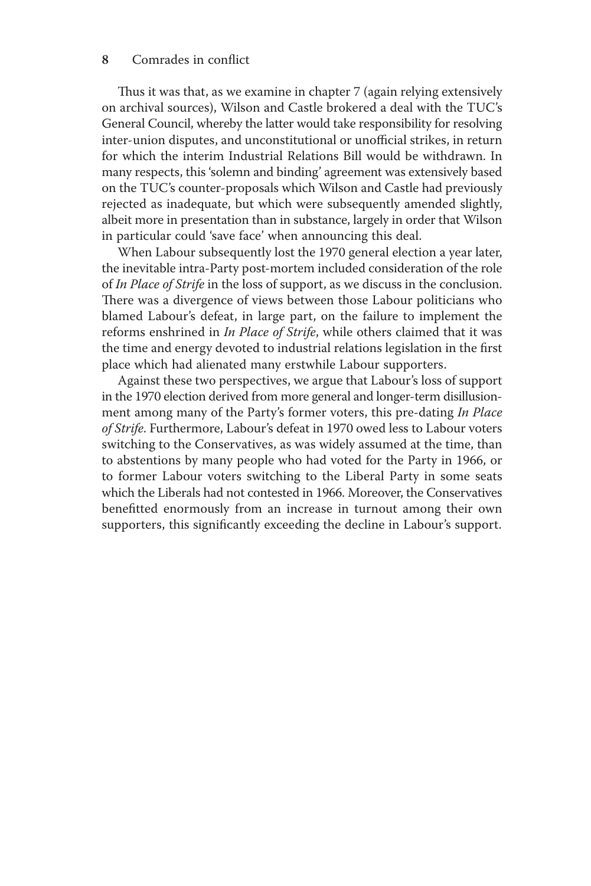Thus it was that, as we examine in chapter 7 (again relying extensively on archival sources), Wilson and Castle brokered a deal with the TUC's General Council, whereby the latter would take responsibility for resolving inter-union disputes, and unconstitutional or unofficial strikes, in return for which the interim Industrial Relations Bill would be withdrawn. In many respects, this 'solemn and binding' agreement was extensively based on the TUC's counter-proposals which Wilson and Castle had previously rejected as inadequate, but which were subsequently amended slightly, albeit more in presentation than in substance, largely in order that Wilson in particular could 'save face' when announcing this deal.

When Labour subsequently lost the 1970 general election a year later, the inevitable intra-Party post-mortem included consideration of the role of *In Place of Strife* in the loss of support, as we discuss in the conclusion. There was a divergence of views between those Labour politicians who blamed Labour's defeat, in large part, on the failure to implement the reforms enshrined in *In Place of Strife*, while others claimed that it was the time and energy devoted to industrial relations legislation in the first place which had alienated many erstwhile Labour supporters.

Against these two perspectives, we argue that Labour's loss of support in the 1970 election derived from more general and longer-term disillusionment among many of the Party's former voters, this pre-dating *In Place of Strife*. Furthermore, Labour's defeat in 1970 owed less to Labour voters switching to the Conservatives, as was widely assumed at the time, than to abstentions by many people who had voted for the Party in 1966, or to former Labour voters switching to the Liberal Party in some seats which the Liberals had not contested in 1966. Moreover, the Conservatives benefitted enormously from an increase in turnout among their own supporters, this significantly exceeding the decline in Labour's support.